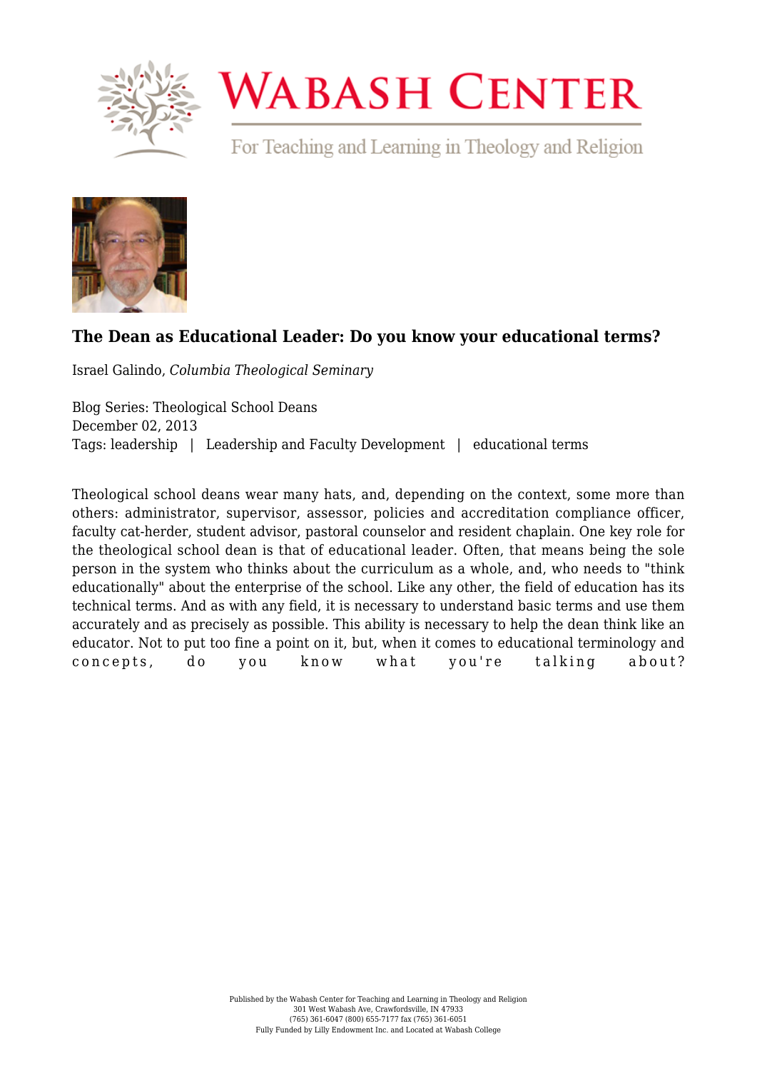## The Dean as Educational Leader: Do you know your educational terms?

Israel Galindo, *Columbia Theological Seminary*

Blog Series: Theological School Deans
December 02, 2013
Tags: leadership | Leadership and Faculty Development | educational terms

Theological school deans wear many hats, and, depending on the context, some more than others: administrator, supervisor, assessor, policies and accreditation compliance officer, faculty cat-herder, student advisor, pastoral counselor and resident chaplain. One key role for the theological school dean is that of educational leader. Often, that means being the sole person in the system who thinks about the curriculum as a whole, and, who needs to "think educationally" about the enterprise of the school. Like any other, the field of education has its technical terms. And as with any field, it is necessary to understand basic terms and use them accurately and as precisely as possible. This ability is necessary to help the dean think like an educator. Not to put too fine a point on it, but, when it comes to educational terminology and concepts, do you know what you're talking about?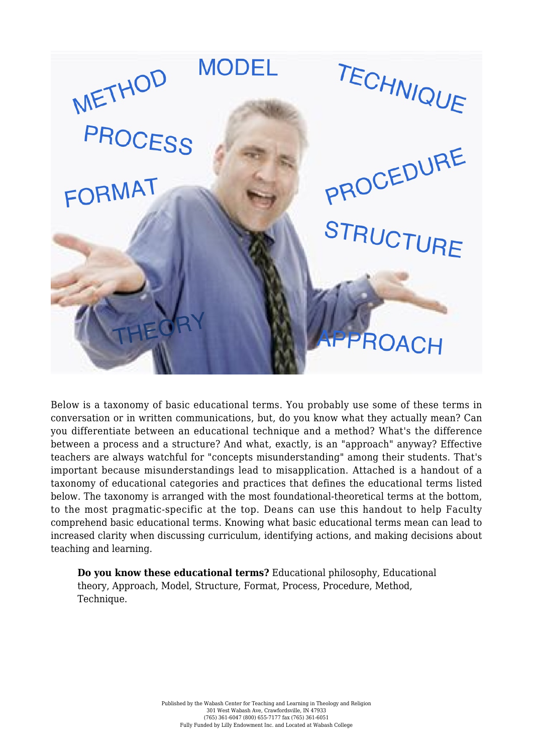Below is a taxonomy of basic educational terms. You probably use some of these terms in conversation or in written communications, but, do you know what they actually mean? Can you differentiate between an educational technique and a method? What's the difference between a process and a structure? And what, exactly, is an "approach" anyway? Effective teachers are always watchful for "concepts misunderstanding" among their students. That's important because misunderstandings lead to misapplication. Attached is a handout of a taxonomy of educational categories and practices that defines the educational terms listed below. The taxonomy is arranged with the most foundational-theoretical terms at the bottom, to the most pragmatic-specific at the top. Deans can use this handout to help Faculty comprehend basic educational terms. Knowing what basic educational terms mean can lead to increased clarity when discussing curriculum, identifying actions, and making decisions about teaching and learning.

> **Do you know these educational terms?** Educational philosophy, Educational theory, Approach, Model, Structure, Format, Process, Procedure, Method, Technique.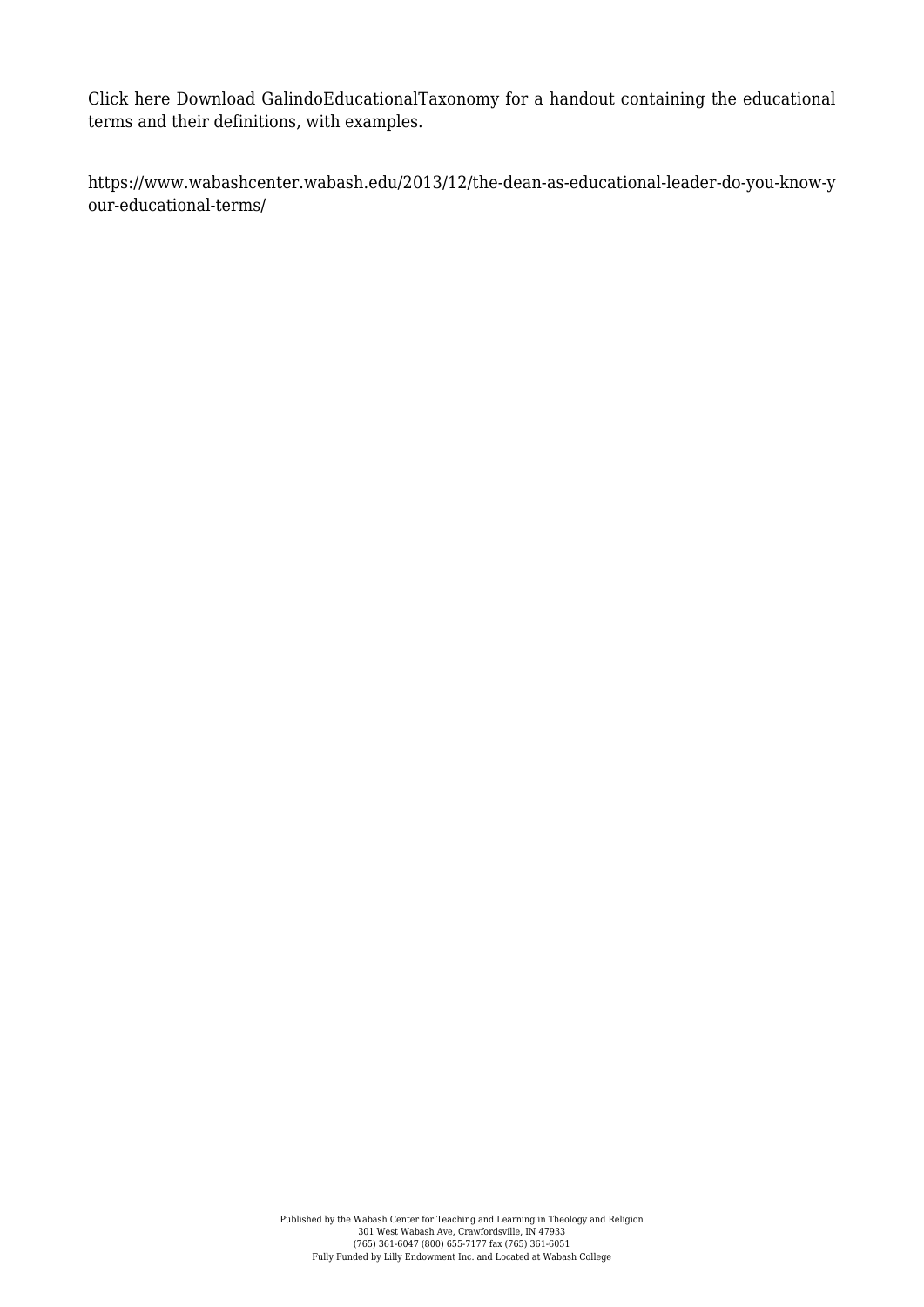Click here Download GalindoEducationalTaxonomy for a handout containing the educational terms and their definitions, with examples.

https://www.wabashcenter.wabash.edu/2013/12/the-dean-as-educational-leader-do-you-know-your-educational-terms/